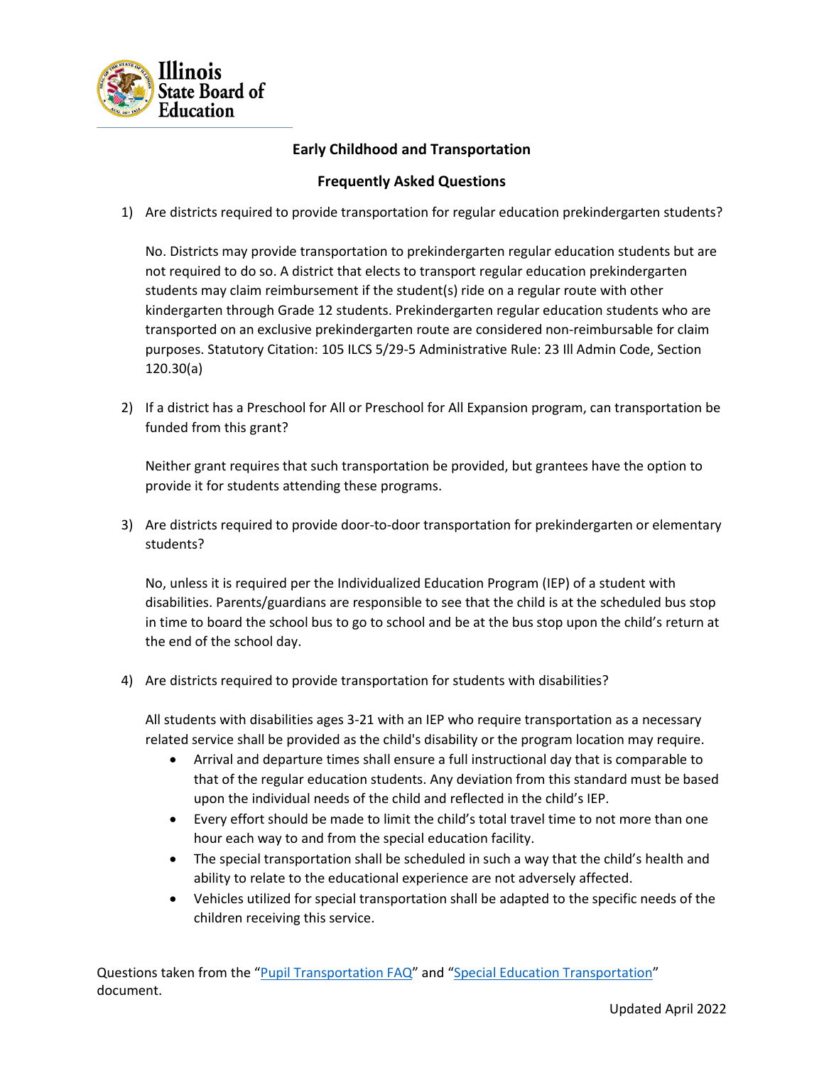Illinois State Board of Education

## Early Childhood and Transportation

## Frequently Asked Questions

1) Are districts required to provide transportation for regular education prekindergarten students?

   No. Districts may provide transportation to prekindergarten regular education students but are not required to do so. A district that elects to transport regular education prekindergarten students may claim reimbursement if the student(s) ride on a regular route with other kindergarten through Grade 12 students. Prekindergarten regular education students who are transported on an exclusive prekindergarten route are considered non-reimbursable for claim purposes. Statutory Citation: 105 ILCS 5/29-5 Administrative Rule: 23 Ill Admin Code, Section 120.30(a)

2) If a district has a Preschool for All or Preschool for All Expansion program, can transportation be funded from this grant?

   Neither grant requires that such transportation be provided, but grantees have the option to provide it for students attending these programs.

3) Are districts required to provide door-to-door transportation for prekindergarten or elementary students?

   No, unless it is required per the Individualized Education Program (IEP) of a student with disabilities. Parents/guardians are responsible to see that the child is at the scheduled bus stop in time to board the school bus to go to school and be at the bus stop upon the child's return at the end of the school day.

4) Are districts required to provide transportation for students with disabilities?

   All students with disabilities ages 3-21 with an IEP who require transportation as a necessary related service shall be provided as the child's disability or the program location may require.
   - Arrival and departure times shall ensure a full instructional day that is comparable to that of the regular education students. Any deviation from this standard must be based upon the individual needs of the child and reflected in the child's IEP.
   - Every effort should be made to limit the child's total travel time to not more than one hour each way to and from the special education facility.
   - The special transportation shall be scheduled in such a way that the child's health and ability to relate to the educational experience are not adversely affected.
   - Vehicles utilized for special transportation shall be adapted to the specific needs of the children receiving this service.

Questions taken from the "Pupil Transportation FAQ" and "Special Education Transportation" document.

Updated April 2022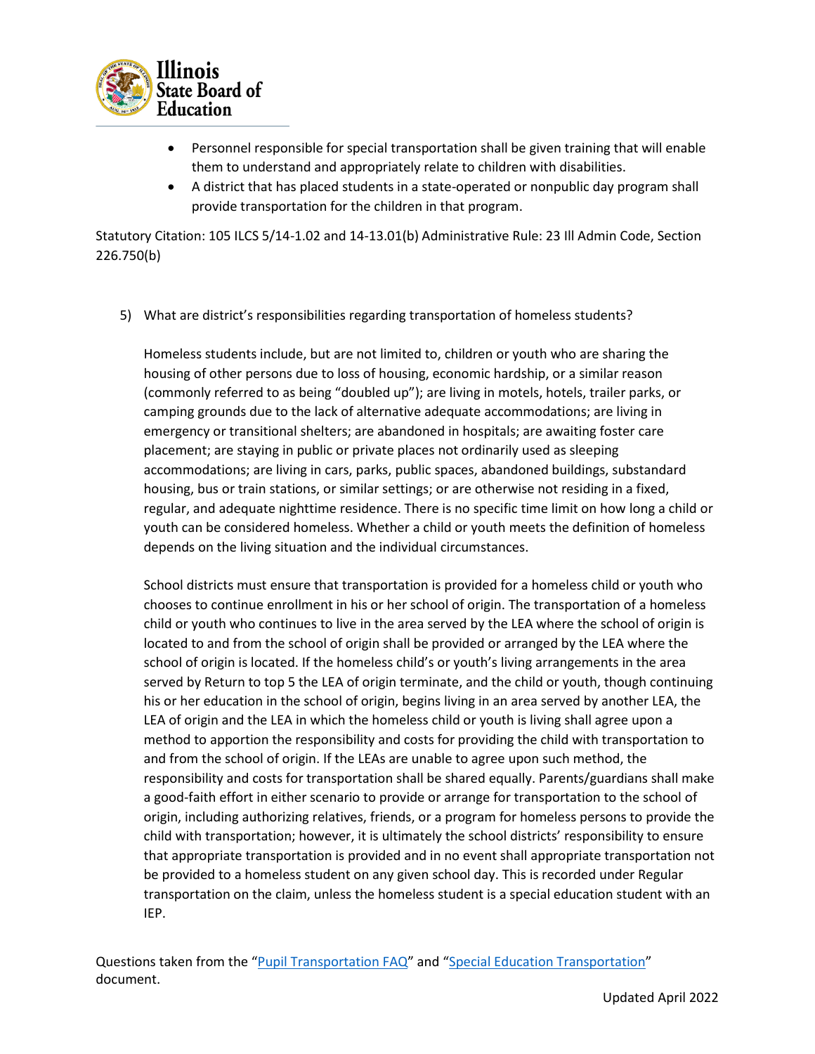- Personnel responsible for special transportation shall be given training that will enable them to understand and appropriately relate to children with disabilities.
- A district that has placed students in a state-operated or nonpublic day program shall provide transportation for the children in that program.

Statutory Citation: 105 ILCS 5/14-1.02 and 14-13.01(b) Administrative Rule: 23 Ill Admin Code, Section 226.750(b)

5) What are district's responsibilities regarding transportation of homeless students?

   Homeless students include, but are not limited to, children or youth who are sharing the housing of other persons due to loss of housing, economic hardship, or a similar reason (commonly referred to as being "doubled up"); are living in motels, hotels, trailer parks, or camping grounds due to the lack of alternative adequate accommodations; are living in emergency or transitional shelters; are abandoned in hospitals; are awaiting foster care placement; are staying in public or private places not ordinarily used as sleeping accommodations; are living in cars, parks, public spaces, abandoned buildings, substandard housing, bus or train stations, or similar settings; or are otherwise not residing in a fixed, regular, and adequate nighttime residence. There is no specific time limit on how long a child or youth can be considered homeless. Whether a child or youth meets the definition of homeless depends on the living situation and the individual circumstances.

   School districts must ensure that transportation is provided for a homeless child or youth who chooses to continue enrollment in his or her school of origin. The transportation of a homeless child or youth who continues to live in the area served by the LEA where the school of origin is located to and from the school of origin shall be provided or arranged by the LEA where the school of origin is located. If the homeless child's or youth's living arrangements in the area served by Return to top 5 the LEA of origin terminate, and the child or youth, though continuing his or her education in the school of origin, begins living in an area served by another LEA, the LEA of origin and the LEA in which the homeless child or youth is living shall agree upon a method to apportion the responsibility and costs for providing the child with transportation to and from the school of origin. If the LEAs are unable to agree upon such method, the responsibility and costs for transportation shall be shared equally. Parents/guardians shall make a good-faith effort in either scenario to provide or arrange for transportation to the school of origin, including authorizing relatives, friends, or a program for homeless persons to provide the child with transportation; however, it is ultimately the school districts' responsibility to ensure that appropriate transportation is provided and in no event shall appropriate transportation not be provided to a homeless student on any given school day. This is recorded under Regular transportation on the claim, unless the homeless student is a special education student with an IEP.

Questions taken from the "[Pupil Transportation FAQ]" and "[Special Education Transportation]" document.

Updated April 2022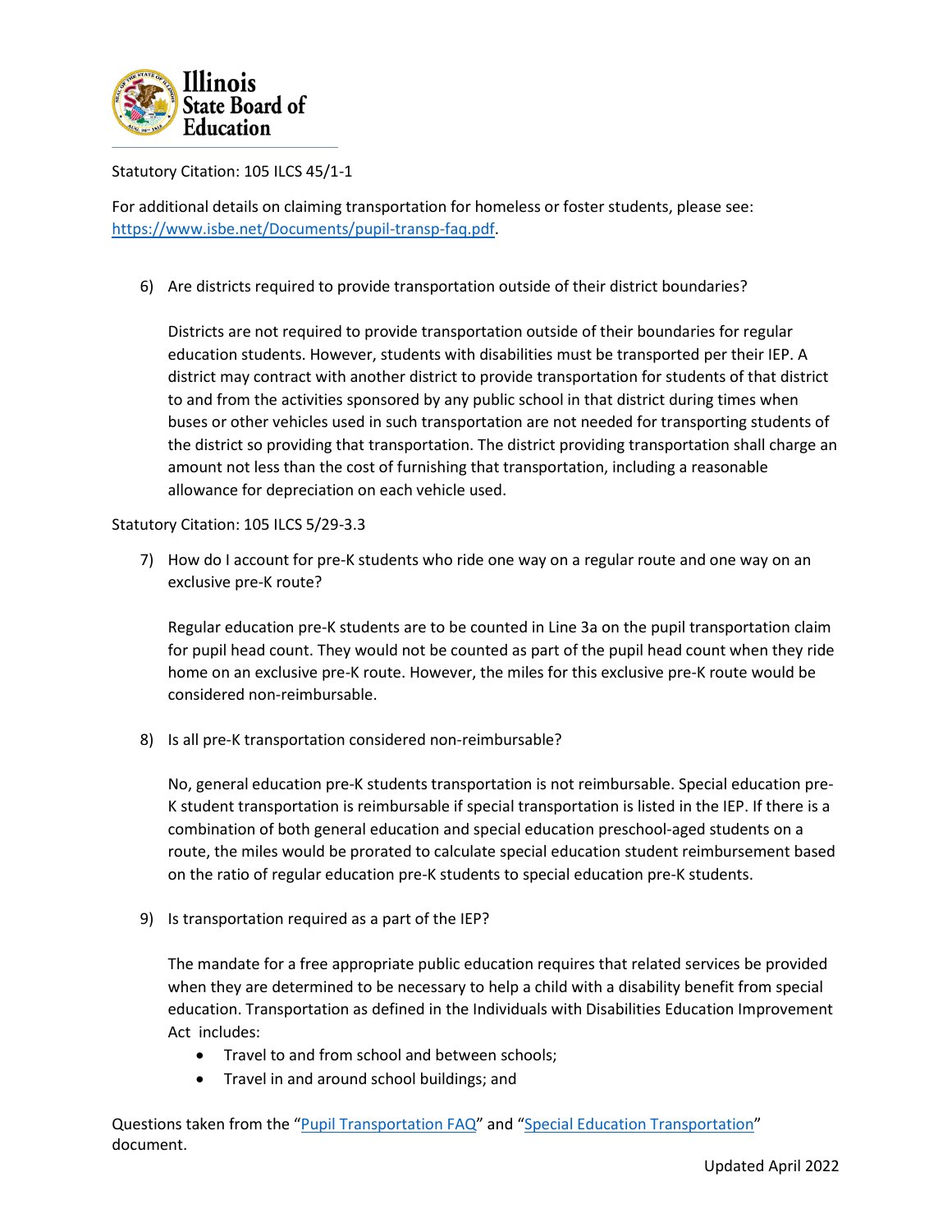Statutory Citation: 105 ILCS 45/1-1

For additional details on claiming transportation for homeless or foster students, please see: https://www.isbe.net/Documents/pupil-transp-faq.pdf.

6) Are districts required to provide transportation outside of their district boundaries?

   Districts are not required to provide transportation outside of their boundaries for regular education students. However, students with disabilities must be transported per their IEP. A district may contract with another district to provide transportation for students of that district to and from the activities sponsored by any public school in that district during times when buses or other vehicles used in such transportation are not needed for transporting students of the district so providing that transportation. The district providing transportation shall charge an amount not less than the cost of furnishing that transportation, including a reasonable allowance for depreciation on each vehicle used.

Statutory Citation: 105 ILCS 5/29-3.3

7) How do I account for pre-K students who ride one way on a regular route and one way on an exclusive pre-K route?

   Regular education pre-K students are to be counted in Line 3a on the pupil transportation claim for pupil head count. They would not be counted as part of the pupil head count when they ride home on an exclusive pre-K route. However, the miles for this exclusive pre-K route would be considered non-reimbursable.

8) Is all pre-K transportation considered non-reimbursable?

   No, general education pre-K students transportation is not reimbursable. Special education pre-K student transportation is reimbursable if special transportation is listed in the IEP. If there is a combination of both general education and special education preschool-aged students on a route, the miles would be prorated to calculate special education student reimbursement based on the ratio of regular education pre-K students to special education pre-K students.

9) Is transportation required as a part of the IEP?

   The mandate for a free appropriate public education requires that related services be provided when they are determined to be necessary to help a child with a disability benefit from special education. Transportation as defined in the Individuals with Disabilities Education Improvement Act includes:

   - Travel to and from school and between schools;
   - Travel in and around school buildings; and

Questions taken from the "Pupil Transportation FAQ" and "Special Education Transportation" document.

Updated April 2022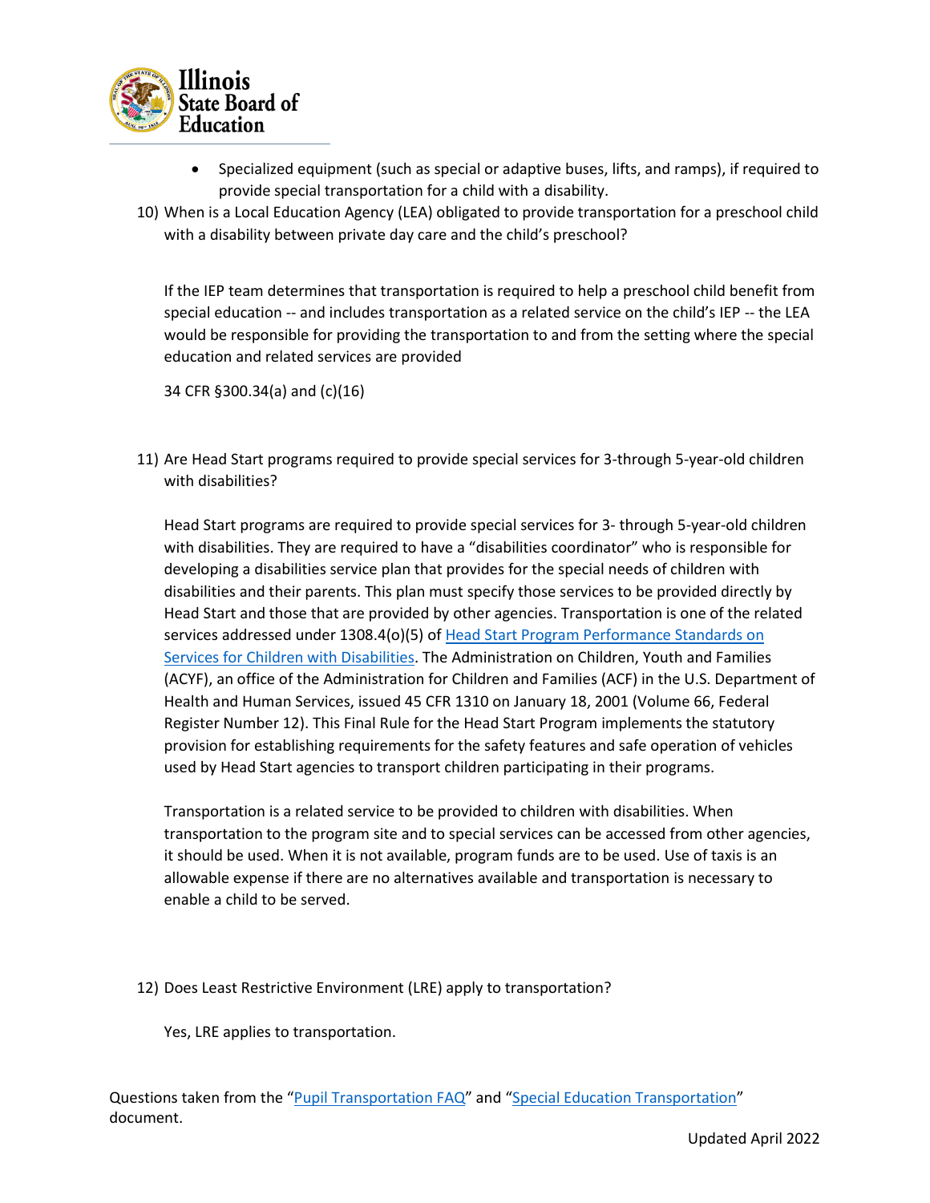- Specialized equipment (such as special or adaptive buses, lifts, and ramps), if required to provide special transportation for a child with a disability.

10) When is a Local Education Agency (LEA) obligated to provide transportation for a preschool child with a disability between private day care and the child's preschool?

    If the IEP team determines that transportation is required to help a preschool child benefit from special education -- and includes transportation as a related service on the child's IEP -- the LEA would be responsible for providing the transportation to and from the setting where the special education and related services are provided

    34 CFR §300.34(a) and (c)(16)

11) Are Head Start programs required to provide special services for 3-through 5-year-old children with disabilities?

    Head Start programs are required to provide special services for 3- through 5-year-old children with disabilities. They are required to have a "disabilities coordinator" who is responsible for developing a disabilities service plan that provides for the special needs of children with disabilities and their parents. This plan must specify those services to be provided directly by Head Start and those that are provided by other agencies. Transportation is one of the related services addressed under 1308.4(o)(5) of [Head Start Program Performance Standards on Services for Children with Disabilities](). The Administration on Children, Youth and Families (ACYF), an office of the Administration for Children and Families (ACF) in the U.S. Department of Health and Human Services, issued 45 CFR 1310 on January 18, 2001 (Volume 66, Federal Register Number 12). This Final Rule for the Head Start Program implements the statutory provision for establishing requirements for the safety features and safe operation of vehicles used by Head Start agencies to transport children participating in their programs.

    Transportation is a related service to be provided to children with disabilities. When transportation to the program site and to special services can be accessed from other agencies, it should be used. When it is not available, program funds are to be used. Use of taxis is an allowable expense if there are no alternatives available and transportation is necessary to enable a child to be served.

12) Does Least Restrictive Environment (LRE) apply to transportation?

    Yes, LRE applies to transportation.

Questions taken from the "[Pupil Transportation FAQ]()" and "[Special Education Transportation]()" document.

Updated April 2022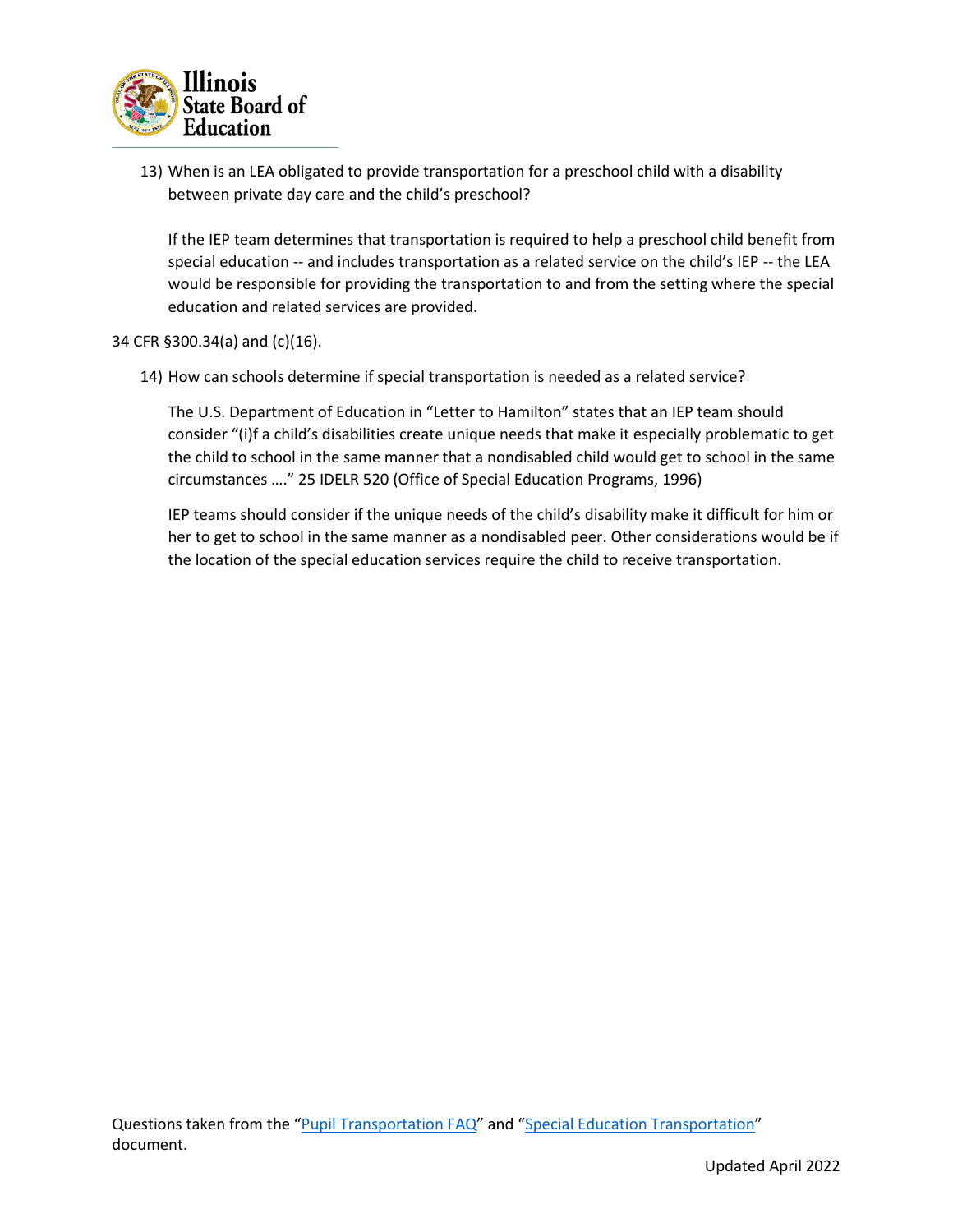13) When is an LEA obligated to provide transportation for a preschool child with a disability between private day care and the child's preschool?

    If the IEP team determines that transportation is required to help a preschool child benefit from special education -- and includes transportation as a related service on the child's IEP -- the LEA would be responsible for providing the transportation to and from the setting where the special education and related services are provided.

34 CFR §300.34(a) and (c)(16).

14) How can schools determine if special transportation is needed as a related service?

    The U.S. Department of Education in "Letter to Hamilton" states that an IEP team should consider "(i)f a child's disabilities create unique needs that make it especially problematic to get the child to school in the same manner that a nondisabled child would get to school in the same circumstances …." 25 IDELR 520 (Office of Special Education Programs, 1996)

    IEP teams should consider if the unique needs of the child's disability make it difficult for him or her to get to school in the same manner as a nondisabled peer. Other considerations would be if the location of the special education services require the child to receive transportation.

Questions taken from the "Pupil Transportation FAQ" and "Special Education Transportation" document.

Updated April 2022